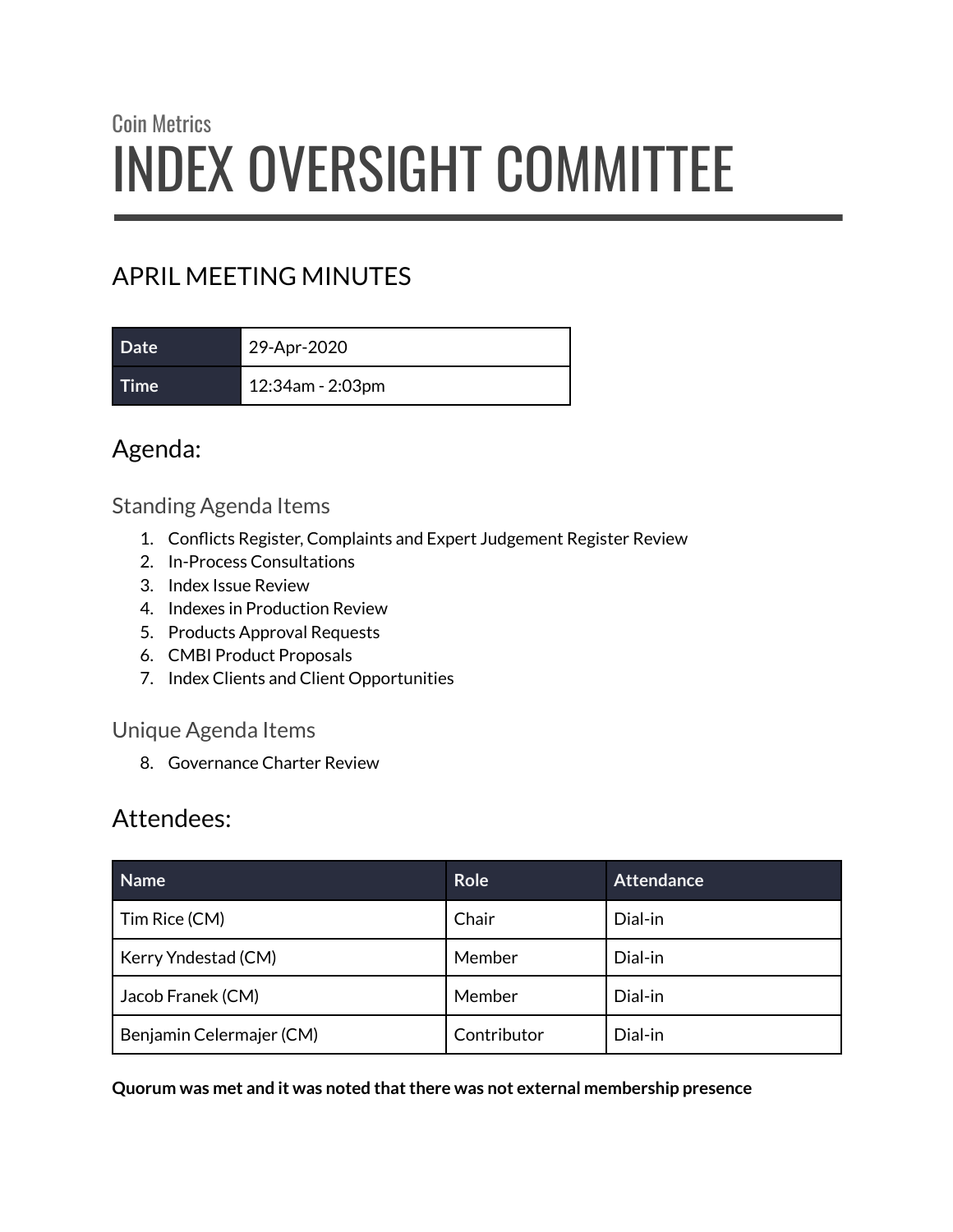Coin Metrics

# INDEX OVERSIGHT COMMITTEE

## APRIL MEETING MINUTES

| Date | 29-Apr-2020 |
| --- | --- |
| Time | 12:34am - 2:03pm |

## Agenda:

### Standing Agenda Items

1. Conflicts Register, Complaints and Expert Judgement Register Review
2. In-Process Consultations
3. Index Issue Review
4. Indexes in Production Review
5. Products Approval Requests
6. CMBI Product Proposals
7. Index Clients and Client Opportunities

### Unique Agenda Items

8. Governance Charter Review

## Attendees:

| Name | Role | Attendance |
| --- | --- | --- |
| Tim Rice (CM) | Chair | Dial-in |
| Kerry Yndestad (CM) | Member | Dial-in |
| Jacob Franek (CM) | Member | Dial-in |
| Benjamin Celermajer (CM) | Contributor | Dial-in |

**Quorum was met and it was noted that there was not external membership presence**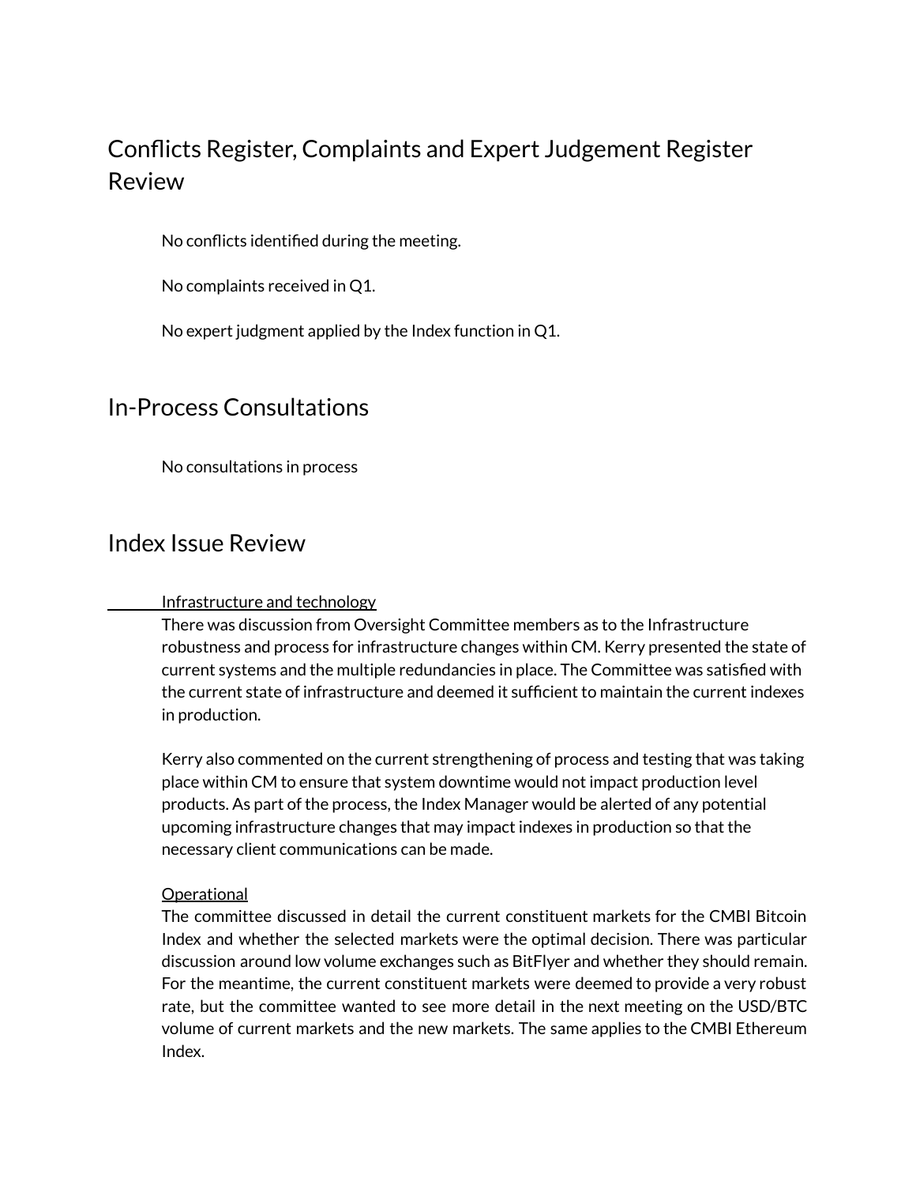## Conflicts Register, Complaints and Expert Judgement Register Review

No conflicts identified during the meeting.

No complaints received in Q1.

No expert judgment applied by the Index function in Q1.

## In-Process Consultations

No consultations in process

## Index Issue Review

Infrastructure and technology

There was discussion from Oversight Committee members as to the Infrastructure robustness and process for infrastructure changes within CM. Kerry presented the state of current systems and the multiple redundancies in place. The Committee was satisfied with the current state of infrastructure and deemed it sufficient to maintain the current indexes in production.

Kerry also commented on the current strengthening of process and testing that was taking place within CM to ensure that system downtime would not impact production level products. As part of the process, the Index Manager would be alerted of any potential upcoming infrastructure changes that may impact indexes in production so that the necessary client communications can be made.

Operational

The committee discussed in detail the current constituent markets for the CMBI Bitcoin Index and whether the selected markets were the optimal decision. There was particular discussion around low volume exchanges such as BitFlyer and whether they should remain. For the meantime, the current constituent markets were deemed to provide a very robust rate, but the committee wanted to see more detail in the next meeting on the USD/BTC volume of current markets and the new markets. The same applies to the CMBI Ethereum Index.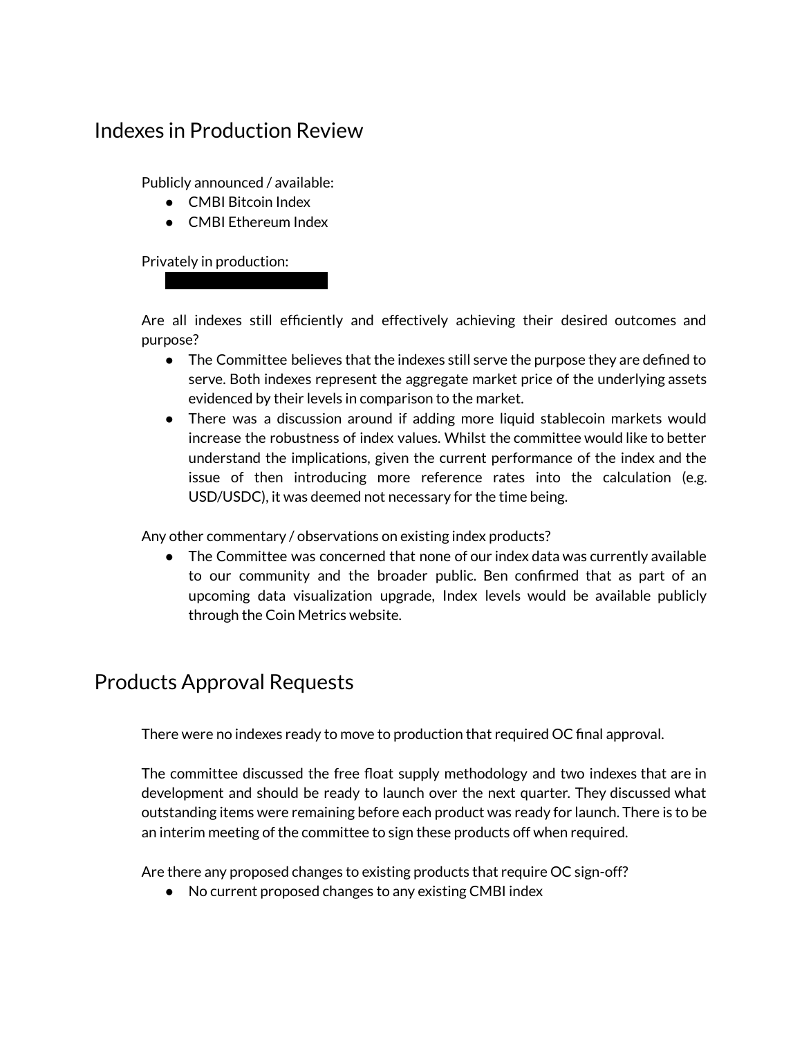## Indexes in Production Review

Publicly announced / available:

- CMBI Bitcoin Index
- CMBI Ethereum Index

Privately in production:

Are all indexes still efficiently and effectively achieving their desired outcomes and purpose?

- The Committee believes that the indexes still serve the purpose they are defined to serve. Both indexes represent the aggregate market price of the underlying assets evidenced by their levels in comparison to the market.
- There was a discussion around if adding more liquid stablecoin markets would increase the robustness of index values. Whilst the committee would like to better understand the implications, given the current performance of the index and the issue of then introducing more reference rates into the calculation (e.g. USD/USDC), it was deemed not necessary for the time being.

Any other commentary / observations on existing index products?

- The Committee was concerned that none of our index data was currently available to our community and the broader public. Ben confirmed that as part of an upcoming data visualization upgrade, Index levels would be available publicly through the Coin Metrics website.

## Products Approval Requests

There were no indexes ready to move to production that required OC final approval.

The committee discussed the free float supply methodology and two indexes that are in development and should be ready to launch over the next quarter. They discussed what outstanding items were remaining before each product was ready for launch. There is to be an interim meeting of the committee to sign these products off when required.

Are there any proposed changes to existing products that require OC sign-off?

- No current proposed changes to any existing CMBI index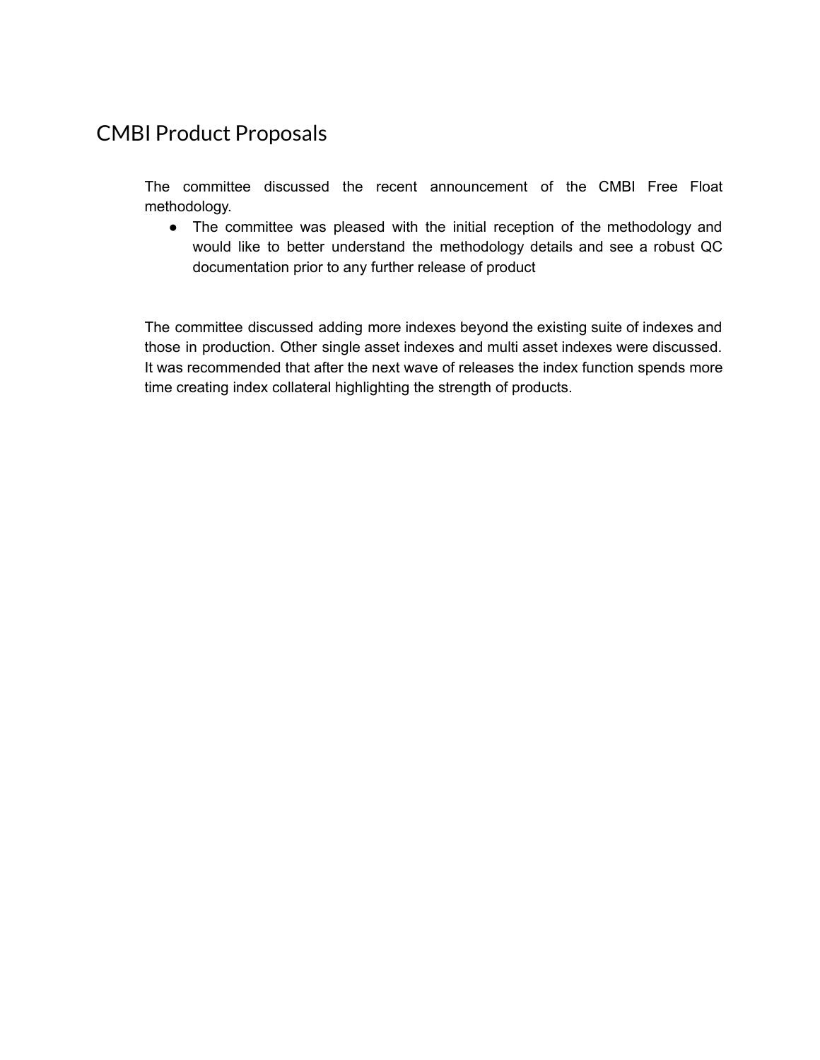# CMBI Product Proposals

The committee discussed the recent announcement of the CMBI Free Float methodology.

- The committee was pleased with the initial reception of the methodology and would like to better understand the methodology details and see a robust QC documentation prior to any further release of product

The committee discussed adding more indexes beyond the existing suite of indexes and those in production. Other single asset indexes and multi asset indexes were discussed. It was recommended that after the next wave of releases the index function spends more time creating index collateral highlighting the strength of products.